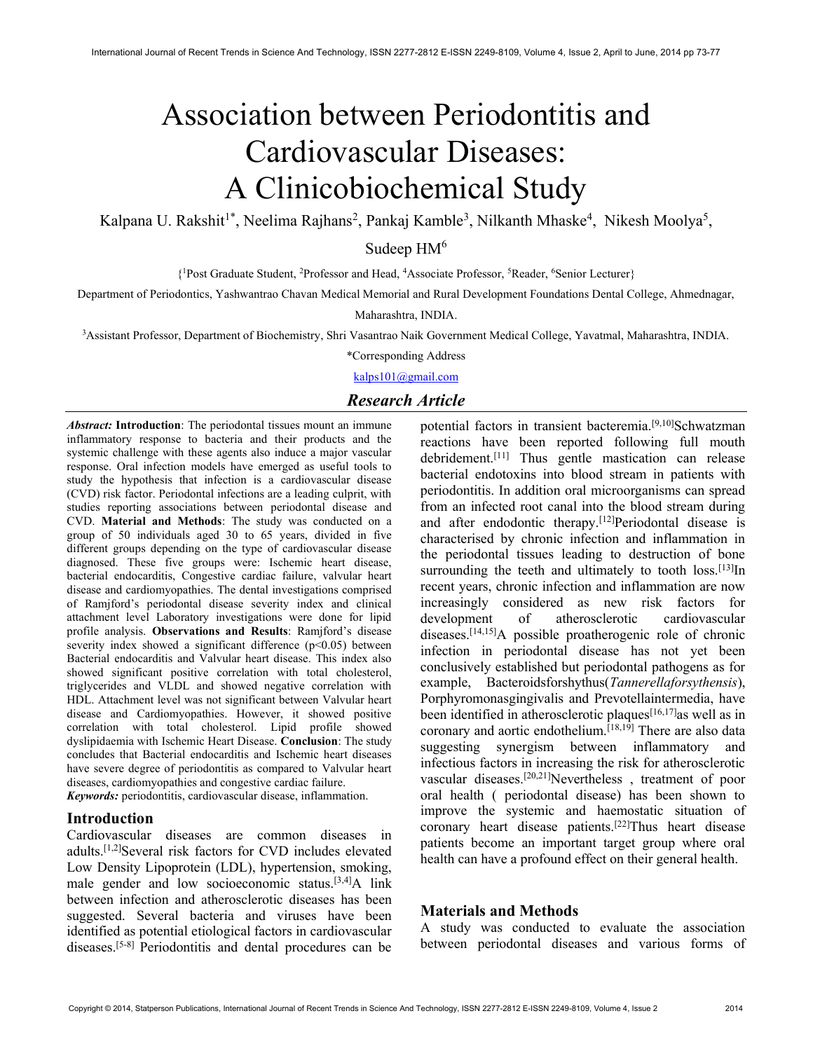# Association between Periodontitis and Cardiovascular Diseases: A Clinicobiochemical Study

Kalpana U. Rakshit[1*], Neelima Rajhans[2], Pankaj Kamble[3], Nilkanth Mhaske[4], Nikesh Moolya[5], Sudeep HM[6]

{[1]Post Graduate Student, [2]Professor and Head, [4]Associate Professor, [5]Reader, [6]Senior Lecturer}

Department of Periodontics, Yashwantrao Chavan Medical Memorial and Rural Development Foundations Dental College, Ahmednagar, Maharashtra, INDIA.

[3]Assistant Professor, Department of Biochemistry, Shri Vasantrao Naik Government Medical College, Yavatmal, Maharashtra, INDIA.

*Corresponding Address

kalps101@gmail.com

## *Research Article*

***Abstract:*** **Introduction**: The periodontal tissues mount an immune inflammatory response to bacteria and their products and the systemic challenge with these agents also induce a major vascular response. Oral infection models have emerged as useful tools to study the hypothesis that infection is a cardiovascular disease (CVD) risk factor. Periodontal infections are a leading culprit, with studies reporting associations between periodontal disease and CVD. **Material and Methods**: The study was conducted on a group of 50 individuals aged 30 to 65 years, divided in five different groups depending on the type of cardiovascular disease diagnosed. These five groups were: Ischemic heart disease, bacterial endocarditis, Congestive cardiac failure, valvular heart disease and cardiomyopathies. The dental investigations comprised of Ramjford's periodontal disease severity index and clinical attachment level Laboratory investigations were done for lipid profile analysis. **Observations and Results**: Ramjford's disease severity index showed a significant difference ($p<0.05$) between Bacterial endocarditis and Valvular heart disease. This index also showed significant positive correlation with total cholesterol, triglycerides and VLDL and showed negative correlation with HDL. Attachment level was not significant between Valvular heart disease and Cardiomyopathies. However, it showed positive correlation with total cholesterol. Lipid profile showed dyslipidaemia with Ischemic Heart Disease. **Conclusion**: The study concludes that Bacterial endocarditis and Ischemic heart diseases have severe degree of periodontitis as compared to Valvular heart diseases, cardiomyopathies and congestive cardiac failure.

***Keywords:*** periodontitis, cardiovascular disease, inflammation.

## Introduction

Cardiovascular diseases are common diseases in adults.[1,2]Several risk factors for CVD includes elevated Low Density Lipoprotein (LDL), hypertension, smoking, male gender and low socioeconomic status.[3,4]A link between infection and atherosclerotic diseases has been suggested. Several bacteria and viruses have been identified as potential etiological factors in cardiovascular diseases.[5-8] Periodontitis and dental procedures can be potential factors in transient bacteremia.[9,10]Schwatzman reactions have been reported following full mouth debridement.[11] Thus gentle mastication can release bacterial endotoxins into blood stream in patients with periodontitis. In addition oral microorganisms can spread from an infected root canal into the blood stream during and after endodontic therapy.[12]Periodontal disease is characterised by chronic infection and inflammation in the periodontal tissues leading to destruction of bone surrounding the teeth and ultimately to tooth loss.[13]In recent years, chronic infection and inflammation are now increasingly considered as new risk factors for development of atherosclerotic cardiovascular diseases.[14,15]A possible proatherogenic role of chronic infection in periodontal disease has not yet been conclusively established but periodontal pathogens as for example, Bacteroidsforshythus(*Tannerellaforsythensis*), Porphyromonasgingivalis and Prevotellaintermedia, have been identified in atherosclerotic plaques[16,17]as well as in coronary and aortic endothelium.[18,19] There are also data suggesting synergism between inflammatory and infectious factors in increasing the risk for atherosclerotic vascular diseases.[20,21]Nevertheless , treatment of poor oral health ( periodontal disease) has been shown to improve the systemic and haemostatic situation of coronary heart disease patients.[22]Thus heart disease patients become an important target group where oral health can have a profound effect on their general health.

## Materials and Methods

A study was conducted to evaluate the association between periodontal diseases and various forms of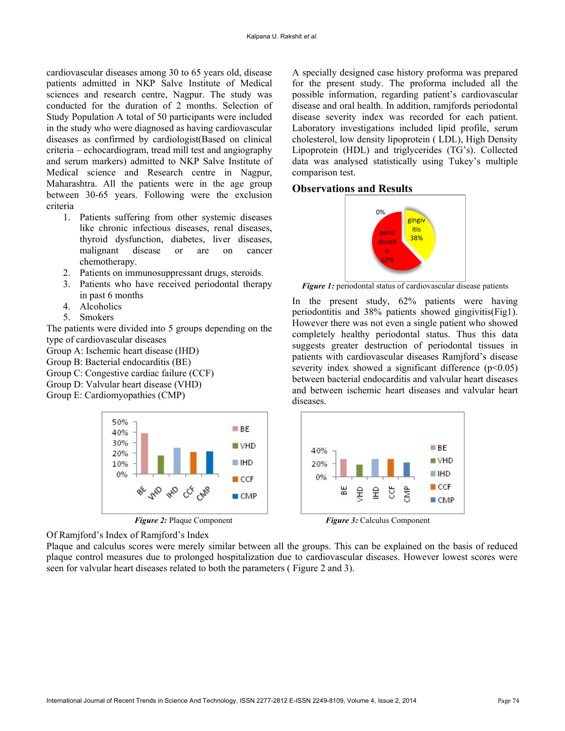cardiovascular diseases among 30 to 65 years old, disease patients admitted in NKP Salve Institute of Medical sciences and research centre, Nagpur. The study was conducted for the duration of 2 months. Selection of Study Population A total of 50 participants were included in the study who were diagnosed as having cardiovascular diseases as confirmed by cardiologist(Based on clinical criteria – echocardiogram, tread mill test and angiography and serum markers) admitted to NKP Salve Institute of Medical science and Research centre in Nagpur, Maharashtra. All the patients were in the age group between 30-65 years. Following were the exclusion criteria

1. Patients suffering from other systemic diseases like chronic infectious diseases, renal diseases, thyroid dysfunction, diabetes, liver diseases, malignant disease or are on cancer chemotherapy.
2. Patients on immunosuppressant drugs, steroids.
3. Patients who have received periodontal therapy in past 6 months
4. Alcoholics
5. Smokers

The patients were divided into 5 groups depending on the type of cardiovascular diseases

Group A: Ischemic heart disease (IHD)
Group B: Bacterial endocarditis (BE)
Group C: Congestive cardiac failure (CCF)
Group D: Valvular heart disease (VHD)
Group E: Cardiomyopathies (CMP)

A specially designed case history proforma was prepared for the present study. The proforma included all the possible information, regarding patient's cardiovascular disease and oral health. In addition, ramjfords periodontal disease severity index was recorded for each patient. Laboratory investigations included lipid profile, serum cholesterol, low density lipoprotein ( LDL), High Density Lipoprotein (HDL) and triglycerides (TG's). Collected data was analysed statistically using Tukey's multiple comparison test.

## Observations and Results

*Figure 1:* periodontal status of cardiovascular disease patients

In the present study, 62% patients were having periodontitis and 38% patients showed gingivitis(Fig1). However there was not even a single patient who showed completely healthy periodontal status. Thus this data suggests greater destruction of periodontal tissues in patients with cardiovascular diseases Ramjford's disease severity index showed a significant difference ($p<0.05$) between bacterial endocarditis and valvular heart diseases and between ischemic heart diseases and valvular heart diseases.

*Figure 2:* Plaque Component

*Figure 3:* Calculus Component

Of Ramjford's Index of Ramjford's Index

Plaque and calculus scores were merely similar between all the groups. This can be explained on the basis of reduced plaque control measures due to prolonged hospitalization due to cardiovascular diseases. However lowest scores were seen for valvular heart diseases related to both the parameters ( Figure 2 and 3).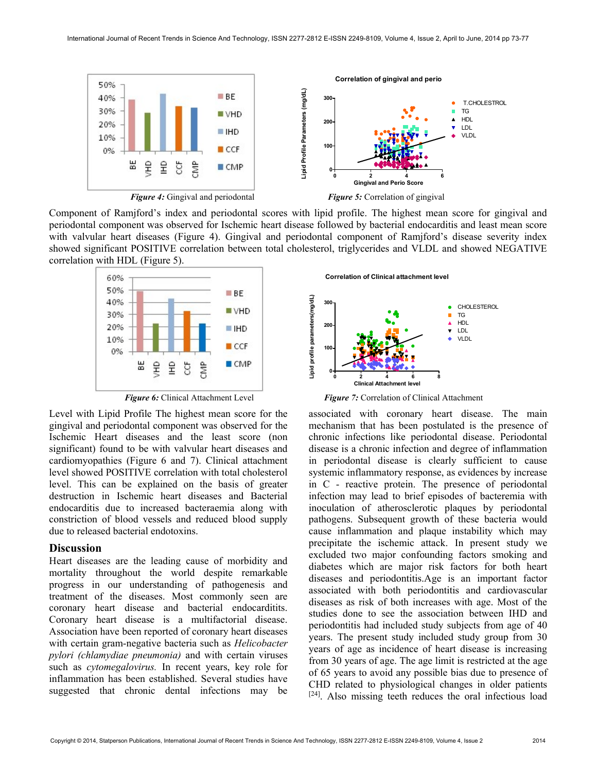*Figure 4:* Gingival and periodontal

*Figure 5:* Correlation of gingival

Component of Ramjford's index and periodontal scores with lipid profile. The highest mean score for gingival and periodontal component was observed for Ischemic heart disease followed by bacterial endocarditis and least mean score with valvular heart diseases (Figure 4). Gingival and periodontal component of Ramjford's disease severity index showed significant POSITIVE correlation between total cholesterol, triglycerides and VLDL and showed NEGATIVE correlation with HDL (Figure 5).

*Figure 6:* Clinical Attachment Level

*Figure 7:* Correlation of Clinical Attachment

Level with Lipid Profile The highest mean score for the gingival and periodontal component was observed for the Ischemic Heart diseases and the least score (non significant) found to be with valvular heart diseases and cardiomyopathies (Figure 6 and 7). Clinical attachment level showed POSITIVE correlation with total cholesterol level. This can be explained on the basis of greater destruction in Ischemic heart diseases and Bacterial endocarditis due to increased bacteraemia along with constriction of blood vessels and reduced blood supply due to released bacterial endotoxins.

## Discussion

Heart diseases are the leading cause of morbidity and mortality throughout the world despite remarkable progress in our understanding of pathogenesis and treatment of the diseases. Most commonly seen are coronary heart disease and bacterial endocarditits. Coronary heart disease is a multifactorial disease. Association have been reported of coronary heart diseases with certain gram-negative bacteria such as *Helicobacter pylori (chlamydiae pneumonia)* and with certain viruses such as *cytomegalovirus.* In recent years, key role for inflammation has been established. Several studies have suggested that chronic dental infections may be associated with coronary heart disease. The main mechanism that has been postulated is the presence of chronic infections like periodontal disease. Periodontal disease is a chronic infection and degree of inflammation in periodontal disease is clearly sufficient to cause systemic inflammatory response, as evidences by increase in C - reactive protein. The presence of periodontal infection may lead to brief episodes of bacteremia with inoculation of atherosclerotic plaques by periodontal pathogens. Subsequent growth of these bacteria would cause inflammation and plaque instability which may precipitate the ischemic attack. In present study we excluded two major confounding factors smoking and diabetes which are major risk factors for both heart diseases and periodontitis.Age is an important factor associated with both periodontitis and cardiovascular diseases as risk of both increases with age. Most of the studies done to see the association between IHD and periodontitis had included study subjects from age of 40 years. The present study included study group from 30 years of age as incidence of heart disease is increasing from 30 years of age. The age limit is restricted at the age of 65 years to avoid any possible bias due to presence of CHD related to physiological changes in older patients [24]. Also missing teeth reduces the oral infectious load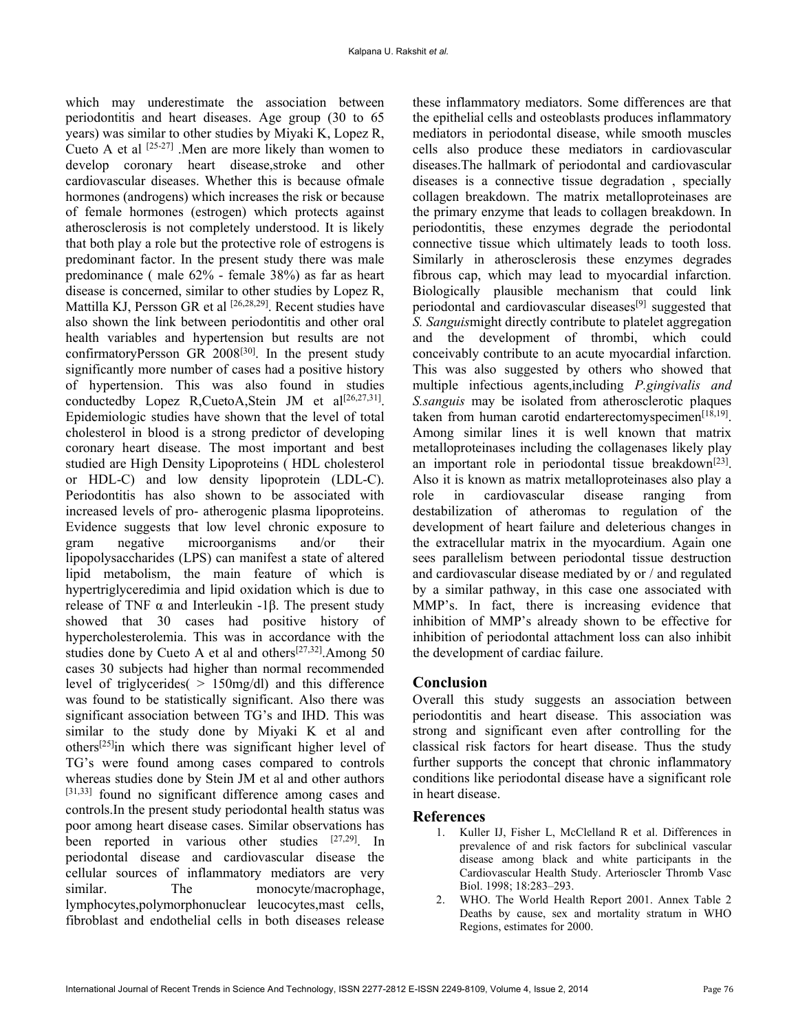which may underestimate the association between periodontitis and heart diseases. Age group (30 to 65 years) was similar to other studies by Miyaki K, Lopez R, Cueto A et al [25-27] .Men are more likely than women to develop coronary heart disease,stroke and other cardiovascular diseases. Whether this is because ofmale hormones (androgens) which increases the risk or because of female hormones (estrogen) which protects against atherosclerosis is not completely understood. It is likely that both play a role but the protective role of estrogens is predominant factor. In the present study there was male predominance ( male 62% - female 38%) as far as heart disease is concerned, similar to other studies by Lopez R, Mattilla KJ, Persson GR et al [26,28,29]. Recent studies have also shown the link between periodontitis and other oral health variables and hypertension but results are not confirmatoryPersson GR 2008[30]. In the present study significantly more number of cases had a positive history of hypertension. This was also found in studies conductedby Lopez R,CuetoA,Stein JM et al[26,27,31]. Epidemiologic studies have shown that the level of total cholesterol in blood is a strong predictor of developing coronary heart disease. The most important and best studied are High Density Lipoproteins ( HDL cholesterol or HDL-C) and low density lipoprotein (LDL-C). Periodontitis has also shown to be associated with increased levels of pro- atherogenic plasma lipoproteins. Evidence suggests that low level chronic exposure to gram negative microorganisms and/or their lipopolysaccharides (LPS) can manifest a state of altered lipid metabolism, the main feature of which is hypertriglyceredimia and lipid oxidation which is due to release of TNF α and Interleukin -1β. The present study showed that 30 cases had positive history of hypercholesterolemia. This was in accordance with the studies done by Cueto A et al and others[27,32].Among 50 cases 30 subjects had higher than normal recommended level of triglycerides( > 150mg/dl) and this difference was found to be statistically significant. Also there was significant association between TG's and IHD. This was similar to the study done by Miyaki K et al and others[25]in which there was significant higher level of TG's were found among cases compared to controls whereas studies done by Stein JM et al and other authors [31,33] found no significant difference among cases and controls.In the present study periodontal health status was poor among heart disease cases. Similar observations has been reported in various other studies [27,29]. In periodontal disease and cardiovascular disease the cellular sources of inflammatory mediators are very similar. The monocyte/macrophage, lymphocytes,polymorphonuclear leucocytes,mast cells, fibroblast and endothelial cells in both diseases release these inflammatory mediators. Some differences are that the epithelial cells and osteoblasts produces inflammatory mediators in periodontal disease, while smooth muscles cells also produce these mediators in cardiovascular diseases.The hallmark of periodontal and cardiovascular diseases is a connective tissue degradation , specially collagen breakdown. The matrix metalloproteinases are the primary enzyme that leads to collagen breakdown. In periodontitis, these enzymes degrade the periodontal connective tissue which ultimately leads to tooth loss. Similarly in atherosclerosis these enzymes degrades fibrous cap, which may lead to myocardial infarction. Biologically plausible mechanism that could link periodontal and cardiovascular diseases[9] suggested that *S. Sanguis*might directly contribute to platelet aggregation and the development of thrombi, which could conceivably contribute to an acute myocardial infarction. This was also suggested by others who showed that multiple infectious agents,including *P.gingivalis and S.sanguis* may be isolated from atherosclerotic plaques taken from human carotid endarterectomyspecimen[18,19]. Among similar lines it is well known that matrix metalloproteinases including the collagenases likely play an important role in periodontal tissue breakdown[23]. Also it is known as matrix metalloproteinases also play a role in cardiovascular disease ranging from destabilization of atheromas to regulation of the development of heart failure and deleterious changes in the extracellular matrix in the myocardium. Again one sees parallelism between periodontal tissue destruction and cardiovascular disease mediated by or / and regulated by a similar pathway, in this case one associated with MMP's. In fact, there is increasing evidence that inhibition of MMP's already shown to be effective for inhibition of periodontal attachment loss can also inhibit the development of cardiac failure.

## Conclusion

Overall this study suggests an association between periodontitis and heart disease. This association was strong and significant even after controlling for the classical risk factors for heart disease. Thus the study further supports the concept that chronic inflammatory conditions like periodontal disease have a significant role in heart disease.

## References

1. Kuller IJ, Fisher L, McClelland R et al. Differences in prevalence of and risk factors for subclinical vascular disease among black and white participants in the Cardiovascular Health Study. Arterioscler Thromb Vasc Biol. 1998; 18:283–293.
2. WHO. The World Health Report 2001. Annex Table 2 Deaths by cause, sex and mortality stratum in WHO Regions, estimates for 2000.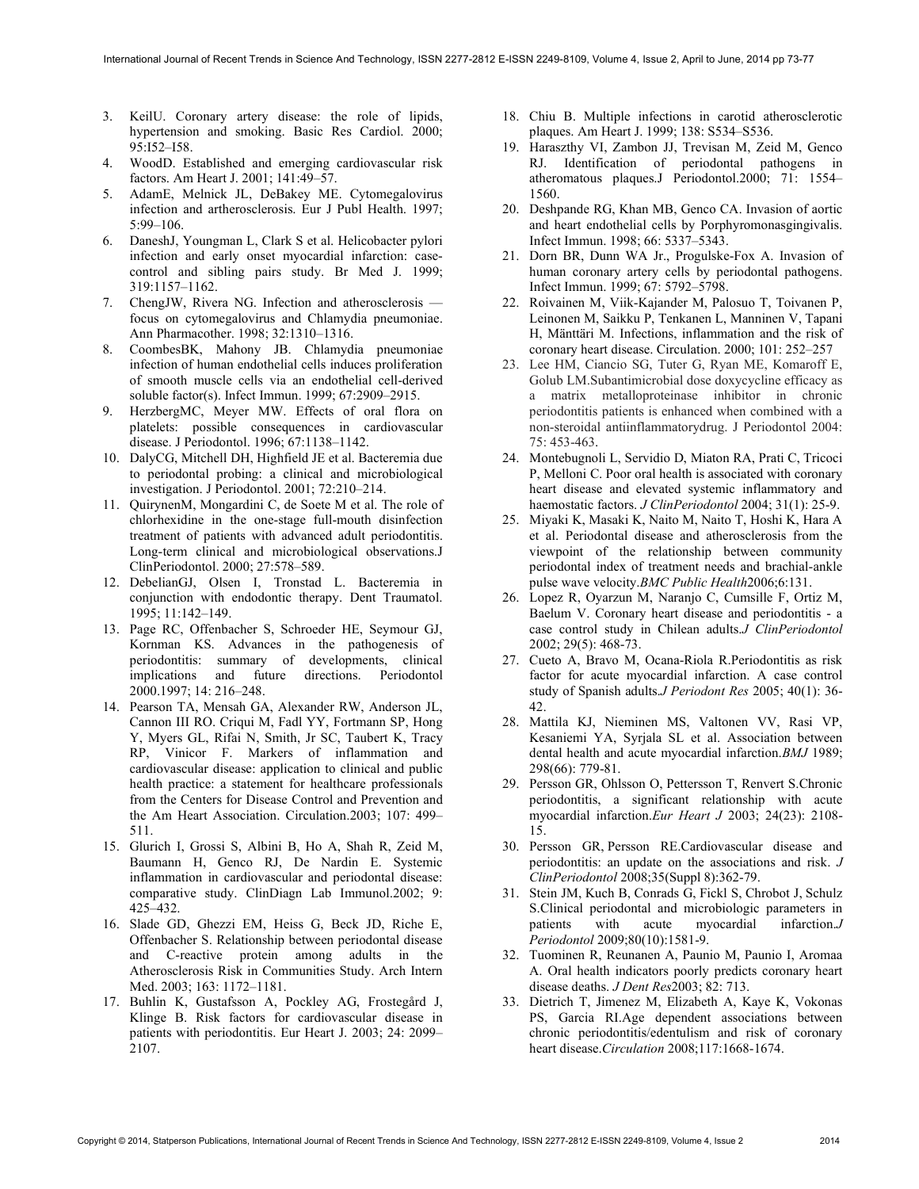3. KeilU. Coronary artery disease: the role of lipids, hypertension and smoking. Basic Res Cardiol. 2000; 95:I52–I58.
4. WoodD. Established and emerging cardiovascular risk factors. Am Heart J. 2001; 141:49–57.
5. AdamE, Melnick JL, DeBakey ME. Cytomegalovirus infection and artherosclerosis. Eur J Publ Health. 1997; 5:99–106.
6. DaneshJ, Youngman L, Clark S et al. Helicobacter pylori infection and early onset myocardial infarction: case-control and sibling pairs study. Br Med J. 1999; 319:1157–1162.
7. ChengJW, Rivera NG. Infection and atherosclerosis — focus on cytomegalovirus and Chlamydia pneumoniae. Ann Pharmacother. 1998; 32:1310–1316.
8. CoombesBK, Mahony JB. Chlamydia pneumoniae infection of human endothelial cells induces proliferation of smooth muscle cells via an endothelial cell-derived soluble factor(s). Infect Immun. 1999; 67:2909–2915.
9. HerzbergMC, Meyer MW. Effects of oral flora on platelets: possible consequences in cardiovascular disease. J Periodontol. 1996; 67:1138–1142.
10. DalyCG, Mitchell DH, Highfield JE et al. Bacteremia due to periodontal probing: a clinical and microbiological investigation. J Periodontol. 2001; 72:210–214.
11. QuirynenM, Mongardini C, de Soete M et al. The role of chlorhexidine in the one-stage full-mouth disinfection treatment of patients with advanced adult periodontitis. Long-term clinical and microbiological observations.J ClinPeriodontol. 2000; 27:578–589.
12. DebelianGJ, Olsen I, Tronstad L. Bacteremia in conjunction with endodontic therapy. Dent Traumatol. 1995; 11:142–149.
13. Page RC, Offenbacher S, Schroeder HE, Seymour GJ, Kornman KS. Advances in the pathogenesis of periodontitis: summary of developments, clinical implications and future directions. Periodontol 2000.1997; 14: 216–248.
14. Pearson TA, Mensah GA, Alexander RW, Anderson JL, Cannon III RO. Criqui M, Fadl YY, Fortmann SP, Hong Y, Myers GL, Rifai N, Smith, Jr SC, Taubert K, Tracy RP, Vinicor F. Markers of inflammation and cardiovascular disease: application to clinical and public health practice: a statement for healthcare professionals from the Centers for Disease Control and Prevention and the Am Heart Association. Circulation.2003; 107: 499–511.
15. Glurich I, Grossi S, Albini B, Ho A, Shah R, Zeid M, Baumann H, Genco RJ, De Nardin E. Systemic inflammation in cardiovascular and periodontal disease: comparative study. ClinDiagn Lab Immunol.2002; 9: 425–432.
16. Slade GD, Ghezzi EM, Heiss G, Beck JD, Riche E, Offenbacher S. Relationship between periodontal disease and C-reactive protein among adults in the Atherosclerosis Risk in Communities Study. Arch Intern Med. 2003; 163: 1172–1181.
17. Buhlin K, Gustafsson A, Pockley AG, Frostegård J, Klinge B. Risk factors for cardiovascular disease in patients with periodontitis. Eur Heart J. 2003; 24: 2099–2107.
18. Chiu B. Multiple infections in carotid atherosclerotic plaques. Am Heart J. 1999; 138: S534–S536.
19. Haraszthy VI, Zambon JJ, Trevisan M, Zeid M, Genco RJ. Identification of periodontal pathogens in atheromatous plaques.J Periodontol.2000; 71: 1554–1560.
20. Deshpande RG, Khan MB, Genco CA. Invasion of aortic and heart endothelial cells by Porphyromonasgingivalis. Infect Immun. 1998; 66: 5337–5343.
21. Dorn BR, Dunn WA Jr., Progulske-Fox A. Invasion of human coronary artery cells by periodontal pathogens. Infect Immun. 1999; 67: 5792–5798.
22. Roivainen M, Viik-Kajander M, Palosuo T, Toivanen P, Leinonen M, Saikku P, Tenkanen L, Manninen V, Tapani H, Mänttäri M. Infections, inflammation and the risk of coronary heart disease. Circulation. 2000; 101: 252–257
23. Lee HM, Ciancio SG, Tuter G, Ryan ME, Komaroff E, Golub LM.Subantimicrobial dose doxycycline efficacy as a matrix metalloproteinase inhibitor in chronic periodontitis patients is enhanced when combined with a non-steroidal antiinflammatorydrug. J Periodontol 2004: 75: 453-463.
24. Montebugnoli L, Servidio D, Miaton RA, Prati C, Tricoci P, Melloni C. Poor oral health is associated with coronary heart disease and elevated systemic inflammatory and haemostatic factors. *J ClinPeriodontol* 2004; 31(1): 25-9.
25. Miyaki K, Masaki K, Naito M, Naito T, Hoshi K, Hara A et al. Periodontal disease and atherosclerosis from the viewpoint of the relationship between community periodontal index of treatment needs and brachial-ankle pulse wave velocity.*BMC Public Health*2006;6:131.
26. Lopez R, Oyarzun M, Naranjo C, Cumsille F, Ortiz M, Baelum V. Coronary heart disease and periodontitis - a case control study in Chilean adults.*J ClinPeriodontol* 2002; 29(5): 468-73.
27. Cueto A, Bravo M, Ocana-Riola R.Periodontitis as risk factor for acute myocardial infarction. A case control study of Spanish adults.*J Periodont Res* 2005; 40(1): 36-42.
28. Mattila KJ, Nieminen MS, Valtonen VV, Rasi VP, Kesaniemi YA, Syrjala SL et al. Association between dental health and acute myocardial infarction.*BMJ* 1989; 298(66): 779-81.
29. Persson GR, Ohlsson O, Pettersson T, Renvert S.Chronic periodontitis, a significant relationship with acute myocardial infarction.*Eur Heart J* 2003; 24(23): 2108-15.
30. Persson GR, Persson RE.Cardiovascular disease and periodontitis: an update on the associations and risk. *J ClinPeriodontol* 2008;35(Suppl 8):362-79.
31. Stein JM, Kuch B, Conrads G, Fickl S, Chrobot J, Schulz S.Clinical periodontal and microbiologic parameters in patients with acute myocardial infarction.*J Periodontol* 2009;80(10):1581-9.
32. Tuominen R, Reunanen A, Paunio M, Paunio I, Aromaa A. Oral health indicators poorly predicts coronary heart disease deaths. *J Dent Res*2003; 82: 713.
33. Dietrich T, Jimenez M, Elizabeth A, Kaye K, Vokonas PS, Garcia RI.Age dependent associations between chronic periodontitis/edentulism and risk of coronary heart disease.*Circulation* 2008;117:1668-1674.